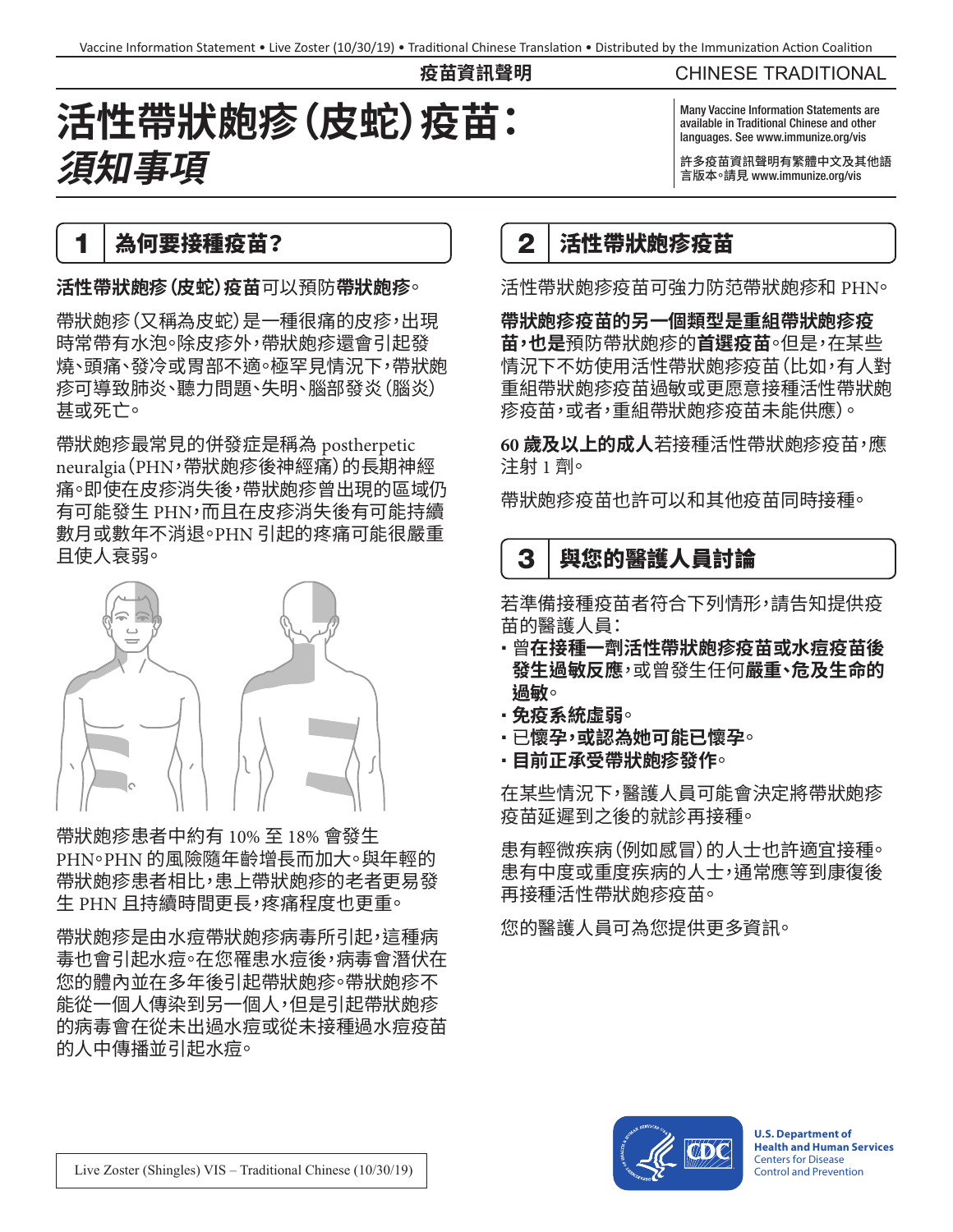疫苗資訊聲明 CHINESE TRADITIONAL

# 活性帶狀皰疹(皮蛇)疫苗：*須知事項*

Many Vaccine Information Statements are available in Traditional Chinese and other languages. See www.immunize.org/vis

許多疫苗資訊聲明有繁體中文及其他語言版本。請見 www.immunize.org/vis

## 1 為何要接種疫苗？

**活性帶狀皰疹(皮蛇)疫苗**可以預防**帶狀皰疹**。

帶狀皰疹(又稱為皮蛇)是一種很痛的皮疹，出現時常帶有水泡。除皮疹外，帶狀皰疹還會引起發燒、頭痛、發冷或胃部不適。極罕見情況下，帶狀皰疹可導致肺炎、聽力問題、失明、腦部發炎(腦炎)甚或死亡。

帶狀皰疹最常見的併發症是稱為 postherpetic neuralgia(PHN，帶狀皰疹後神經痛)的長期神經痛。即使在皮疹消失後，帶狀皰疹曾出現的區域仍有可能發生 PHN，而且在皮疹消失後有可能持續數月或數年不消退。PHN 引起的疼痛可能很嚴重且使人衰弱。

帶狀皰疹患者中約有 10% 至 18% 會發生 PHN。PHN 的風險隨年齡增長而加大。與年輕的帶狀皰疹患者相比，患上帶狀皰疹的老者更易發生 PHN 且持續時間更長，疼痛程度也更重。

帶狀皰疹是由水痘帶狀皰疹病毒所引起，這種病毒也會引起水痘。在您罹患水痘後，病毒會潛伏在您的體內並在多年後引起帶狀皰疹。帶狀皰疹不能從一個人傳染到另一個人，但是引起帶狀皰疹的病毒會在從未出過水痘或從未接種過水痘疫苗的人中傳播並引起水痘。

## 2 活性帶狀皰疹疫苗

活性帶狀皰疹疫苗可強力防范帶狀皰疹和 PHN。

**帶狀皰疹疫苗的另一個類型是重組帶狀皰疹疫苗，也是**預防帶狀皰疹的**首選疫苗**。但是，在某些情況下不妨使用活性帶狀皰疹疫苗(比如，有人對重組帶狀皰疹疫苗過敏或更願意接種活性帶狀皰疹疫苗，或者，重組帶狀皰疹疫苗未能供應)。

**60 歲及以上的成人**若接種活性帶狀皰疹疫苗，應注射 1 劑。

帶狀皰疹疫苗也許可以和其他疫苗同時接種。

## 3 與您的醫護人員討論

若準備接種疫苗者符合下列情形，請告知提供疫苗的醫護人員：

- 曾**在接種一劑活性帶狀皰疹疫苗或水痘疫苗後發生過敏反應**，或曾發生任何**嚴重、危及生命的過敏**。
- **免疫系統虛弱**。
- 已**懷孕，或認為她可能已懷孕**。
- **目前正承受帶狀皰疹發作**。

在某些情況下，醫護人員可能會決定將帶狀皰疹疫苗延遲到之後的就診再接種。

患有輕微疾病(例如感冒)的人士也許適宜接種。患有中度或重度疾病的人士，通常應等到康復後再接種活性帶狀皰疹疫苗。

您的醫護人員可為您提供更多資訊。

Live Zoster (Shingles) VIS – Traditional Chinese (10/30/19)

U.S. Department of Health and Human Services
Centers for Disease Control and Prevention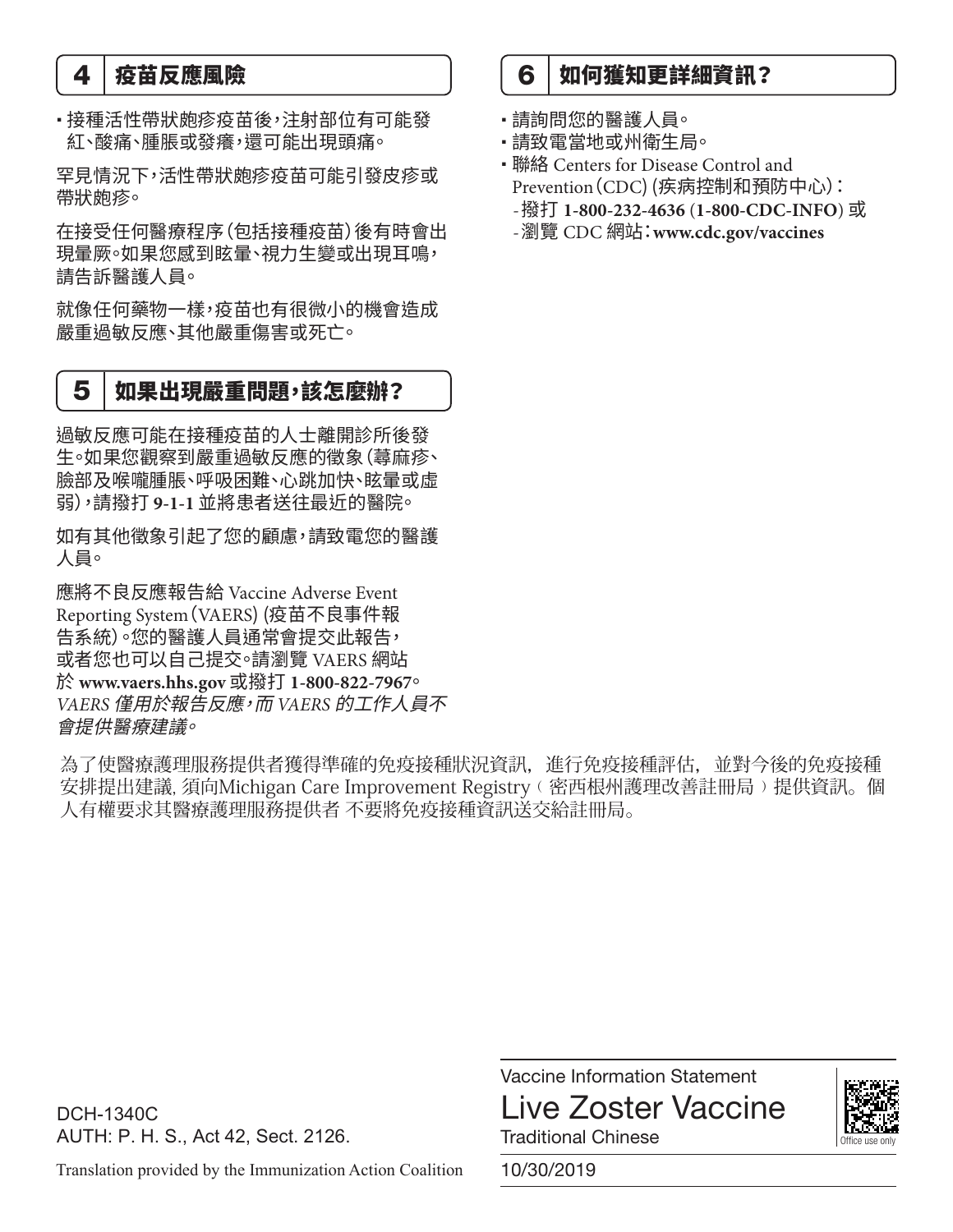## 4 疫苗反應風險

- 接種活性帶狀皰疹疫苗後，注射部位有可能發紅、酸痛、腫脹或發癢，還可能出現頭痛。

罕見情況下，活性帶狀皰疹疫苗可能引發皮疹或帶狀皰疹。

在接受任何醫療程序（包括接種疫苗）後有時會出現暈厥。如果您感到眩暈、視力生變或出現耳鳴，請告訴醫護人員。

就像任何藥物一樣，疫苗也有很微小的機會造成嚴重過敏反應、其他嚴重傷害或死亡。

## 5 如果出現嚴重問題，該怎麼辦？

過敏反應可能在接種疫苗的人士離開診所後發生。如果您觀察到嚴重過敏反應的徵象（蕁麻疹、臉部及喉嚨腫脹、呼吸困難、心跳加快、眩暈或虛弱），請撥打 **9-1-1** 並將患者送往最近的醫院。

如有其他徵象引起了您的顧慮，請致電您的醫護人員。

應將不良反應報告給 Vaccine Adverse Event Reporting System（VAERS）(疫苗不良事件報告系統)。您的醫護人員通常會提交此報告，或者您也可以自己提交。請瀏覽 VAERS 網站於 **www.vaers.hhs.gov** 或撥打 **1-800-822-7967**。*VAERS 僅用於報告反應，而 VAERS 的工作人員不會提供醫療建議。*

## 6 如何獲知更詳細資訊？

- 請詢問您的醫護人員。
- 請致電當地或州衛生局。
- 聯絡 Centers for Disease Control and Prevention（CDC）(疾病控制和預防中心)：
  - 撥打 **1-800-232-4636**（**1-800-CDC-INFO**）或
  - 瀏覽 CDC 網站：**www.cdc.gov/vaccines**

為了使醫療護理服務提供者獲得準確的免疫接種狀況資訊，進行免疫接種評估，並對今後的免疫接種安排提出建議，須向Michigan Care Improvement Registry（密西根州護理改善註冊局）提供資訊。個人有權要求其醫療護理服務提供者 不要將免疫接種資訊送交給註冊局。

DCH-1340C
AUTH: P. H. S., Act 42, Sect. 2126.

Translation provided by the Immunization Action Coalition

Vaccine Information Statement
Live Zoster Vaccine
Traditional Chinese

Office use only

10/30/2019